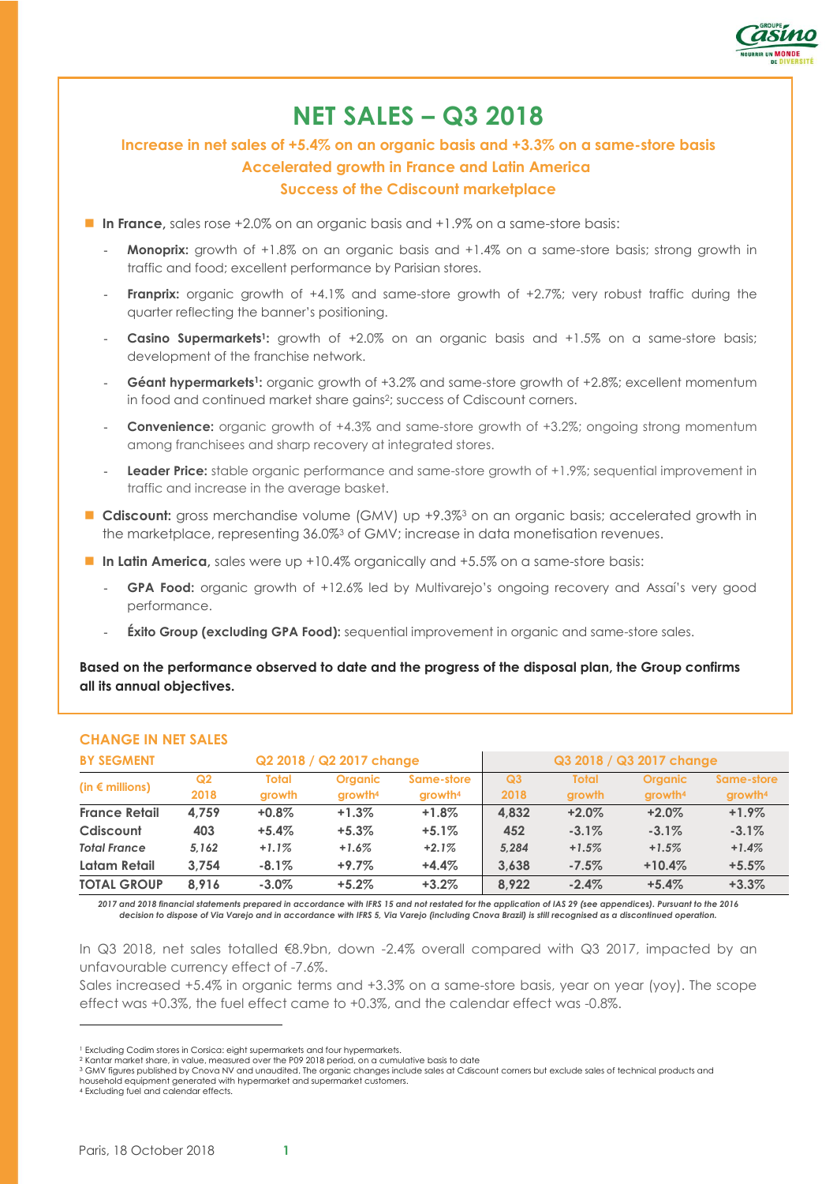# NET SALES – Q3 2018

**Increase in net sales of +5.4% on an organic basis and +3.3% on a same-store basis**

**Accelerated growth in France and Latin America**

**Success of the Cdiscount marketplace**

- **In France,** sales rose +2.0% on an organic basis and +1.9% on a same-store basis:
  - **Monoprix:** growth of +1.8% on an organic basis and +1.4% on a same-store basis; strong growth in traffic and food; excellent performance by Parisian stores.
  - **Franprix:** organic growth of +4.1% and same-store growth of +2.7%; very robust traffic during the quarter reflecting the banner's positioning.
  - **Casino Supermarkets[1]:** growth of +2.0% on an organic basis and +1.5% on a same-store basis; development of the franchise network.
  - **Géant hypermarkets[1]:** organic growth of +3.2% and same-store growth of +2.8%; excellent momentum in food and continued market share gains[2]; success of Cdiscount corners.
  - **Convenience:** organic growth of +4.3% and same-store growth of +3.2%; ongoing strong momentum among franchisees and sharp recovery at integrated stores.
  - **Leader Price:** stable organic performance and same-store growth of +1.9%; sequential improvement in traffic and increase in the average basket.
- **Cdiscount:** gross merchandise volume (GMV) up +9.3%[3] on an organic basis; accelerated growth in the marketplace, representing 36.0%[3] of GMV; increase in data monetisation revenues.
- **In Latin America,** sales were up +10.4% organically and +5.5% on a same-store basis:
  - **GPA Food:** organic growth of +12.6% led by Multivarejo's ongoing recovery and Assaí's very good performance.
  - **Éxito Group (excluding GPA Food):** sequential improvement in organic and same-store sales.

**Based on the performance observed to date and the progress of the disposal plan, the Group confirms all its annual objectives.**

## CHANGE IN NET SALES BY SEGMENT

| (in € millions) | Q2 2018 / Q2 2017 change | | | | Q3 2018 / Q3 2017 change | | | |
|---|---|---|---|---|---|---|---|---|
| | Q2 2018 | Total growth | Organic growth[4] | Same-store growth[4] | Q3 2018 | Total growth | Organic growth[4] | Same-store growth[4] |
| **France Retail** | 4,759 | +0.8% | +1.3% | +1.8% | 4,832 | +2.0% | +2.0% | +1.9% |
| **Cdiscount** | 403 | +5.4% | +5.3% | +5.1% | 452 | -3.1% | -3.1% | -3.1% |
| *Total France* | *5,162* | *+1.1%* | *+1.6%* | *+2.1%* | *5,284* | *+1.5%* | *+1.5%* | *+1.4%* |
| **Latam Retail** | 3,754 | -8.1% | +9.7% | +4.4% | 3,638 | -7.5% | +10.4% | +5.5% |
| **TOTAL GROUP** | 8,916 | -3.0% | +5.2% | +3.2% | 8,922 | -2.4% | +5.4% | +3.3% |

*2017 and 2018 financial statements prepared in accordance with IFRS 15 and not restated for the application of IAS 29 (see appendices). Pursuant to the 2016 decision to dispose of Via Varejo and in accordance with IFRS 5, Via Varejo (including Cnova Brazil) is still recognised as a discontinued operation.*

In Q3 2018, net sales totalled €8.9bn, down -2.4% overall compared with Q3 2017, impacted by an unfavourable currency effect of -7.6%.

Sales increased +5.4% in organic terms and +3.3% on a same-store basis, year on year (yoy). The scope effect was +0.3%, the fuel effect came to +0.3%, and the calendar effect was -0.8%.

---

[1] Excluding Codim stores in Corsica: eight supermarkets and four hypermarkets.

[2] Kantar market share, in value, measured over the P09 2018 period, on a cumulative basis to date

[3] GMV figures published by Cnova NV and unaudited. The organic changes include sales at Cdiscount corners but exclude sales of technical products and household equipment generated with hypermarket and supermarket customers.

[4] Excluding fuel and calendar effects.

Paris, 18 October 2018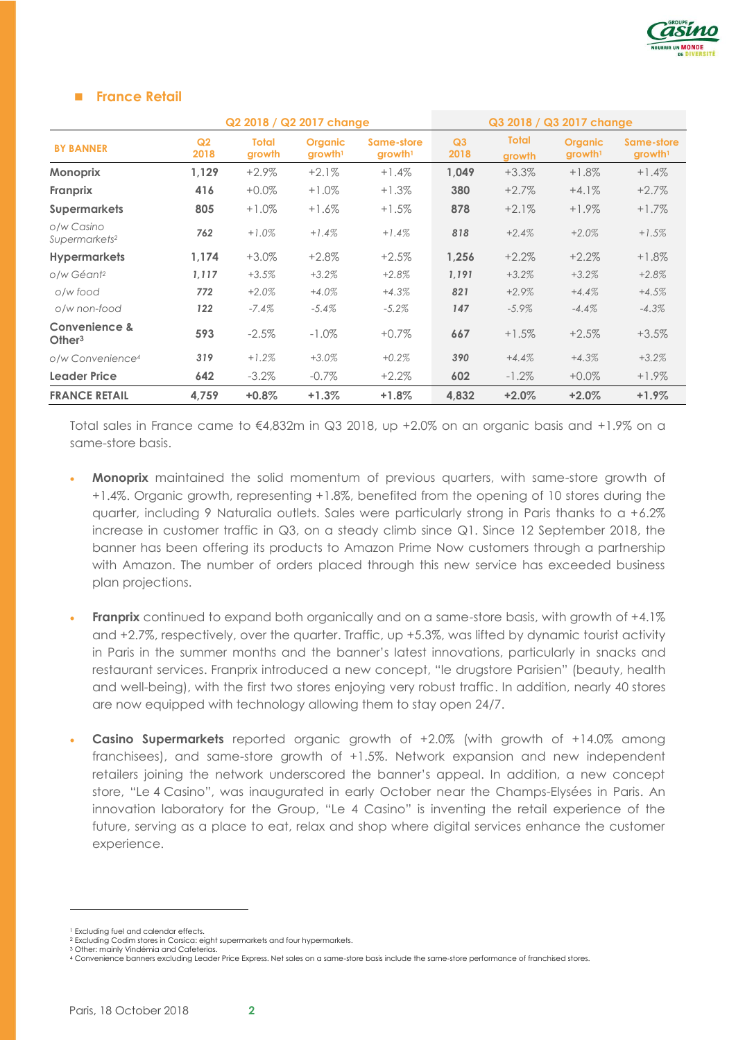## France Retail

| BY BANNER | Q2 2018 / Q2 2017 change | | | | Q3 2018 / Q3 2017 change | | | |
|---|---|---|---|---|---|---|---|---|
| | Q2 2018 | Total growth | Organic growth[1] | Same-store growth[1] | Q3 2018 | Total growth | Organic growth[1] | Same-store growth[1] |
| **Monoprix** | **1,129** | +2.9% | +2.1% | +1.4% | **1,049** | +3.3% | +1.8% | +1.4% |
| **Franprix** | **416** | +0.0% | +1.0% | +1.3% | **380** | +2.7% | +4.1% | +2.7% |
| **Supermarkets** | **805** | +1.0% | +1.6% | +1.5% | **878** | +2.1% | +1.9% | +1.7% |
| *o/w Casino Supermarkets[2]* | ***762*** | *+1.0%* | *+1.4%* | *+1.4%* | ***818*** | *+2.4%* | *+2.0%* | *+1.5%* |
| **Hypermarkets** | **1,174** | +3.0% | +2.8% | +2.5% | **1,256** | +2.2% | +2.2% | +1.8% |
| *o/w Géant[2]* | ***1,117*** | *+3.5%* | *+3.2%* | *+2.8%* | ***1,191*** | *+3.2%* | *+3.2%* | *+2.8%* |
| *o/w food* | ***772*** | *+2.0%* | *+4.0%* | *+4.3%* | ***821*** | *+2.9%* | *+4.4%* | *+4.5%* |
| *o/w non-food* | ***122*** | *-7.4%* | *-5.4%* | *-5.2%* | ***147*** | *-5.9%* | *-4.4%* | *-4.3%* |
| **Convenience & Other[3]** | **593** | -2.5% | -1.0% | +0.7% | **667** | +1.5% | +2.5% | +3.5% |
| *o/w Convenience[4]* | ***319*** | *+1.2%* | *+3.0%* | *+0.2%* | ***390*** | *+4.4%* | *+4.3%* | *+3.2%* |
| **Leader Price** | **642** | -3.2% | -0.7% | +2.2% | **602** | -1.2% | +0.0% | +1.9% |
| **FRANCE RETAIL** | **4,759** | **+0.8%** | **+1.3%** | **+1.8%** | **4,832** | **+2.0%** | **+2.0%** | **+1.9%** |

Total sales in France came to €4,832m in Q3 2018, up +2.0% on an organic basis and +1.9% on a same-store basis.

- **Monoprix** maintained the solid momentum of previous quarters, with same-store growth of +1.4%. Organic growth, representing +1.8%, benefited from the opening of 10 stores during the quarter, including 9 Naturalia outlets. Sales were particularly strong in Paris thanks to a +6.2% increase in customer traffic in Q3, on a steady climb since Q1. Since 12 September 2018, the banner has been offering its products to Amazon Prime Now customers through a partnership with Amazon. The number of orders placed through this new service has exceeded business plan projections.

- **Franprix** continued to expand both organically and on a same-store basis, with growth of +4.1% and +2.7%, respectively, over the quarter. Traffic, up +5.3%, was lifted by dynamic tourist activity in Paris in the summer months and the banner's latest innovations, particularly in snacks and restaurant services. Franprix introduced a new concept, "le drugstore Parisien" (beauty, health and well-being), with the first two stores enjoying very robust traffic. In addition, nearly 40 stores are now equipped with technology allowing them to stay open 24/7.

- **Casino Supermarkets** reported organic growth of +2.0% (with growth of +14.0% among franchisees), and same-store growth of +1.5%. Network expansion and new independent retailers joining the network underscored the banner's appeal. In addition, a new concept store, "Le 4 Casino", was inaugurated in early October near the Champs-Elysées in Paris. An innovation laboratory for the Group, "Le 4 Casino" is inventing the retail experience of the future, serving as a place to eat, relax and shop where digital services enhance the customer experience.

---

[1] Excluding fuel and calendar effects.
[2] Excluding Codim stores in Corsica: eight supermarkets and four hypermarkets.
[3] Other: mainly Vindémia and Cafeterias.
[4] Convenience banners excluding Leader Price Express. Net sales on a same-store basis include the same-store performance of franchised stores.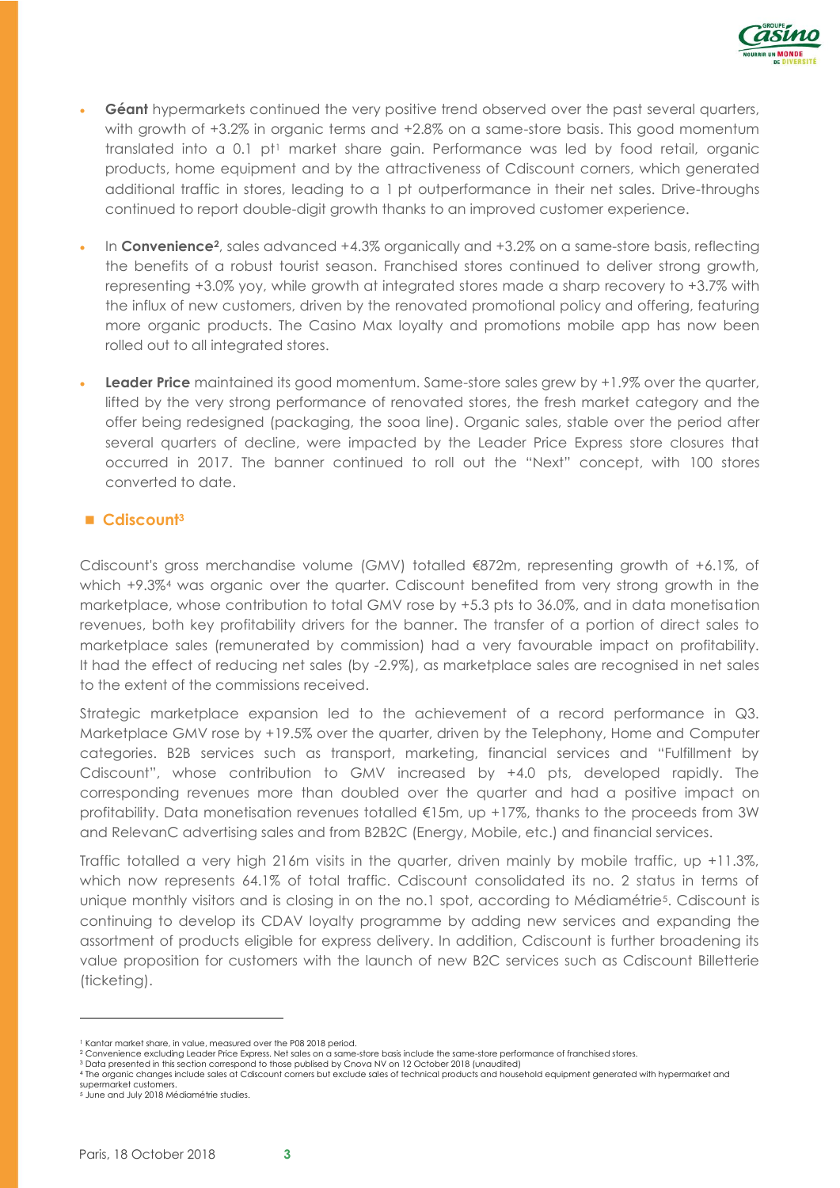- **Géant** hypermarkets continued the very positive trend observed over the past several quarters, with growth of +3.2% in organic terms and +2.8% on a same-store basis. This good momentum translated into a 0.1 pt[1] market share gain. Performance was led by food retail, organic products, home equipment and by the attractiveness of Cdiscount corners, which generated additional traffic in stores, leading to a 1 pt outperformance in their net sales. Drive-throughs continued to report double-digit growth thanks to an improved customer experience.

- In **Convenience**[2], sales advanced +4.3% organically and +3.2% on a same-store basis, reflecting the benefits of a robust tourist season. Franchised stores continued to deliver strong growth, representing +3.0% yoy, while growth at integrated stores made a sharp recovery to +3.7% with the influx of new customers, driven by the renovated promotional policy and offering, featuring more organic products. The Casino Max loyalty and promotions mobile app has now been rolled out to all integrated stores.

- **Leader Price** maintained its good momentum. Same-store sales grew by +1.9% over the quarter, lifted by the very strong performance of renovated stores, the fresh market category and the offer being redesigned (packaging, the sooa line). Organic sales, stable over the period after several quarters of decline, were impacted by the Leader Price Express store closures that occurred in 2017. The banner continued to roll out the "Next" concept, with 100 stores converted to date.

## Cdiscount[3]

Cdiscount's gross merchandise volume (GMV) totalled €872m, representing growth of +6.1%, of which +9.3%[4] was organic over the quarter. Cdiscount benefited from very strong growth in the marketplace, whose contribution to total GMV rose by +5.3 pts to 36.0%, and in data monetisation revenues, both key profitability drivers for the banner. The transfer of a portion of direct sales to marketplace sales (remunerated by commission) had a very favourable impact on profitability. It had the effect of reducing net sales (by -2.9%), as marketplace sales are recognised in net sales to the extent of the commissions received.

Strategic marketplace expansion led to the achievement of a record performance in Q3. Marketplace GMV rose by +19.5% over the quarter, driven by the Telephony, Home and Computer categories. B2B services such as transport, marketing, financial services and "Fulfillment by Cdiscount", whose contribution to GMV increased by +4.0 pts, developed rapidly. The corresponding revenues more than doubled over the quarter and had a positive impact on profitability. Data monetisation revenues totalled €15m, up +17%, thanks to the proceeds from 3W and RelevanC advertising sales and from B2B2C (Energy, Mobile, etc.) and financial services.

Traffic totalled a very high 216m visits in the quarter, driven mainly by mobile traffic, up +11.3%, which now represents 64.1% of total traffic. Cdiscount consolidated its no. 2 status in terms of unique monthly visitors and is closing in on the no.1 spot, according to Médiamétrie[5]. Cdiscount is continuing to develop its CDAV loyalty programme by adding new services and expanding the assortment of products eligible for express delivery. In addition, Cdiscount is further broadening its value proposition for customers with the launch of new B2C services such as Cdiscount Billetterie (ticketing).

---

[1] Kantar market share, in value, measured over the P08 2018 period.
[2] Convenience excluding Leader Price Express. Net sales on a same-store basis include the same-store performance of franchised stores.
[3] Data presented in this section correspond to those publised by Cnova NV on 12 October 2018 (unaudited)
[4] The organic changes include sales at Cdiscount corners but exclude sales of technical products and household equipment generated with hypermarket and supermarket customers.
[5] June and July 2018 Médiamétrie studies.

Paris, 18 October 2018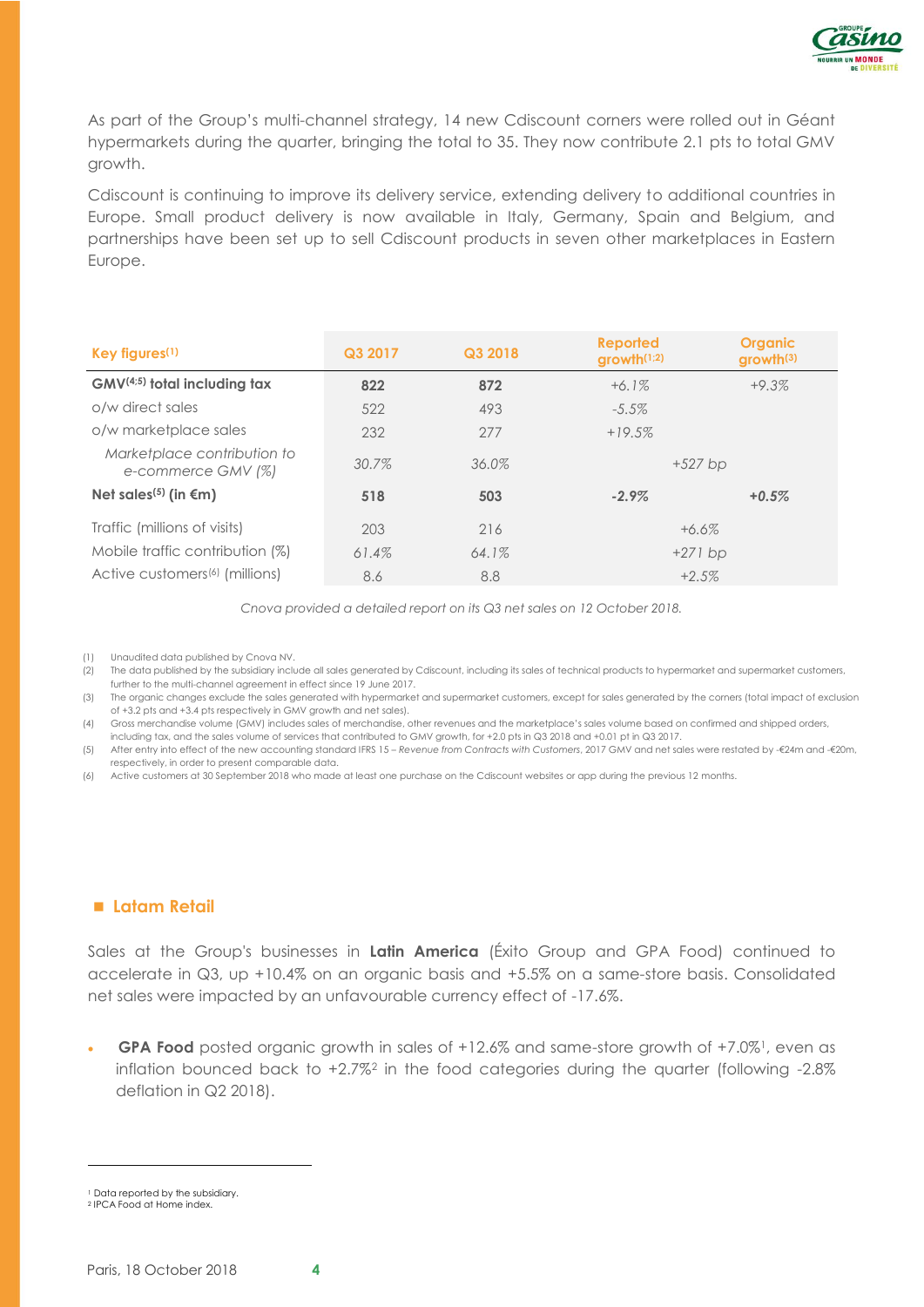As part of the Group's multi-channel strategy, 14 new Cdiscount corners were rolled out in Géant hypermarkets during the quarter, bringing the total to 35. They now contribute 2.1 pts to total GMV growth.

Cdiscount is continuing to improve its delivery service, extending delivery to additional countries in Europe. Small product delivery is now available in Italy, Germany, Spain and Belgium, and partnerships have been set up to sell Cdiscount products in seven other marketplaces in Eastern Europe.

| Key figures[1] | Q3 2017 | Q3 2018 | Reported growth[1;2] | Organic growth[3] |
|---|---|---|---|---|
| **GMV[4;5] total including tax** | **822** | **872** | *+6.1%* | *+9.3%* |
| o/w direct sales | 522 | 493 | *-5.5%* | |
| o/w marketplace sales | 232 | 277 | *+19.5%* | |
| *Marketplace contribution to e-commerce GMV (%)* | *30.7%* | *36.0%* | *+527 bp* | |
| **Net sales[5] (in €m)** | **518** | **503** | ***-2.9%*** | ***+0.5%*** |
| Traffic (millions of visits) | 203 | 216 | *+6.6%* | |
| Mobile traffic contribution (%) | *61.4%* | *64.1%* | *+271 bp* | |
| Active customers[6] (millions) | 8.6 | 8.8 | *+2.5%* | |

*Cnova provided a detailed report on its Q3 net sales on 12 October 2018.*

(1) Unaudited data published by Cnova NV.
(2) The data published by the subsidiary include all sales generated by Cdiscount, including its sales of technical products to hypermarket and supermarket customers, further to the multi-channel agreement in effect since 19 June 2017.
(3) The organic changes exclude the sales generated with hypermarket and supermarket customers, except for sales generated by the corners (total impact of exclusion of +3.2 pts and +3.4 pts respectively in GMV growth and net sales).
(4) Gross merchandise volume (GMV) includes sales of merchandise, other revenues and the marketplace's sales volume based on confirmed and shipped orders, including tax, and the sales volume of services that contributed to GMV growth, for +2.0 pts in Q3 2018 and +0.01 pt in Q3 2017.
(5) After entry into effect of the new accounting standard IFRS 15 – *Revenue from Contracts with Customers*, 2017 GMV and net sales were restated by -€24m and -€20m, respectively, in order to present comparable data.
(6) Active customers at 30 September 2018 who made at least one purchase on the Cdiscount websites or app during the previous 12 months.

## Latam Retail

Sales at the Group's businesses in **Latin America** (Éxito Group and GPA Food) continued to accelerate in Q3, up +10.4% on an organic basis and +5.5% on a same-store basis. Consolidated net sales were impacted by an unfavourable currency effect of -17.6%.

- **GPA Food** posted organic growth in sales of +12.6% and same-store growth of +7.0%[1], even as inflation bounced back to +2.7%[2] in the food categories during the quarter (following -2.8% deflation in Q2 2018).

[1] Data reported by the subsidiary.
[2] IPCA Food at Home index.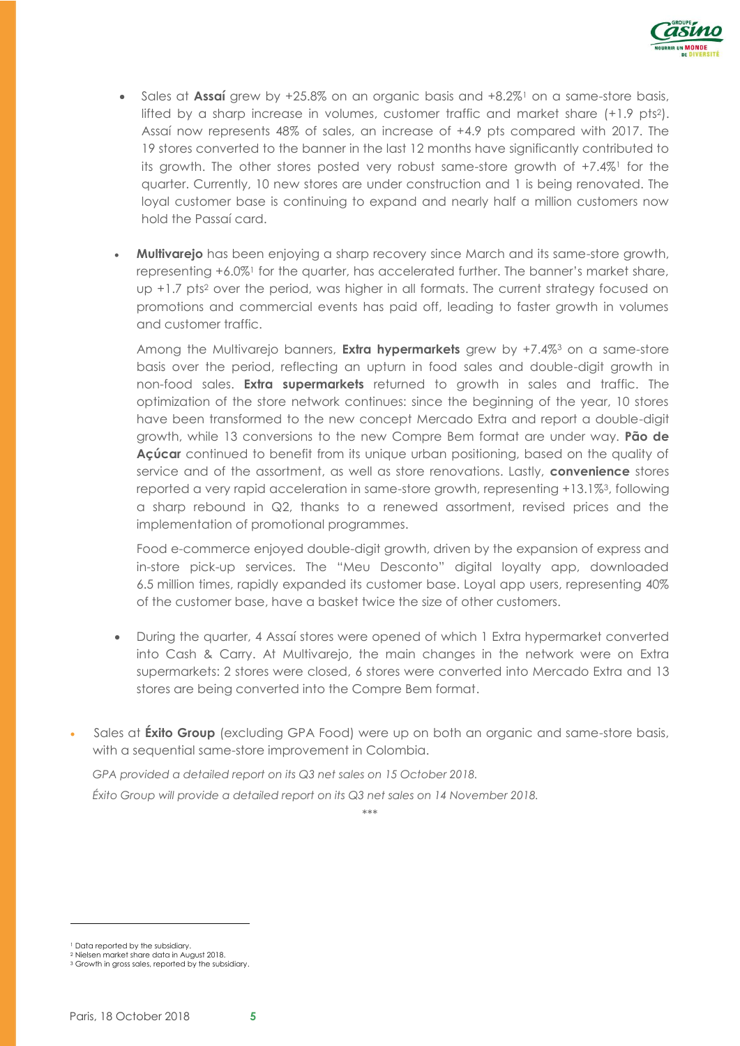- Sales at **Assaí** grew by +25.8% on an organic basis and +8.2%[1] on a same-store basis, lifted by a sharp increase in volumes, customer traffic and market share (+1.9 pts[2]). Assaí now represents 48% of sales, an increase of +4.9 pts compared with 2017. The 19 stores converted to the banner in the last 12 months have significantly contributed to its growth. The other stores posted very robust same-store growth of +7.4%[1] for the quarter. Currently, 10 new stores are under construction and 1 is being renovated. The loyal customer base is continuing to expand and nearly half a million customers now hold the Passaí card.

- **Multivarejo** has been enjoying a sharp recovery since March and its same-store growth, representing +6.0%[1] for the quarter, has accelerated further. The banner's market share, up +1.7 pts[2] over the period, was higher in all formats. The current strategy focused on promotions and commercial events has paid off, leading to faster growth in volumes and customer traffic.

  Among the Multivarejo banners, **Extra hypermarkets** grew by +7.4%[3] on a same-store basis over the period, reflecting an upturn in food sales and double-digit growth in non-food sales. **Extra supermarkets** returned to growth in sales and traffic. The optimization of the store network continues: since the beginning of the year, 10 stores have been transformed to the new concept Mercado Extra and report a double-digit growth, while 13 conversions to the new Compre Bem format are under way. **Pão de Açúcar** continued to benefit from its unique urban positioning, based on the quality of service and of the assortment, as well as store renovations. Lastly, **convenience** stores reported a very rapid acceleration in same-store growth, representing +13.1%[3], following a sharp rebound in Q2, thanks to a renewed assortment, revised prices and the implementation of promotional programmes.

  Food e-commerce enjoyed double-digit growth, driven by the expansion of express and in-store pick-up services. The "Meu Desconto" digital loyalty app, downloaded 6.5 million times, rapidly expanded its customer base. Loyal app users, representing 40% of the customer base, have a basket twice the size of other customers.

- During the quarter, 4 Assaí stores were opened of which 1 Extra hypermarket converted into Cash & Carry. At Multivarejo, the main changes in the network were on Extra supermarkets: 2 stores were closed, 6 stores were converted into Mercado Extra and 13 stores are being converted into the Compre Bem format.

- Sales at **Éxito Group** (excluding GPA Food) were up on both an organic and same-store basis, with a sequential same-store improvement in Colombia.

  *GPA provided a detailed report on its Q3 net sales on 15 October 2018.*

  *Éxito Group will provide a detailed report on its Q3 net sales on 14 November 2018.*

\*\*\*

[1] Data reported by the subsidiary.
[2] Nielsen market share data in August 2018.
[3] Growth in gross sales, reported by the subsidiary.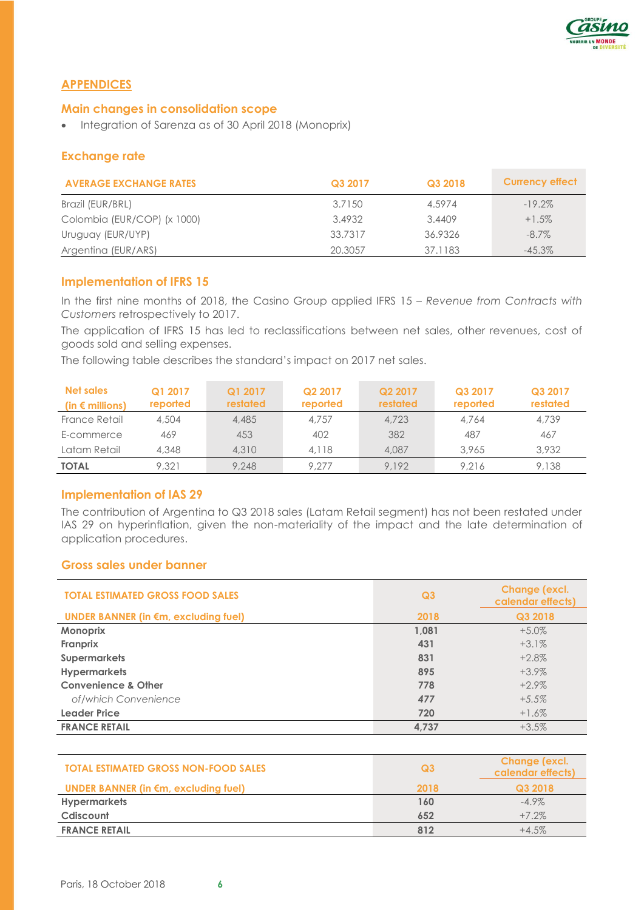## APPENDICES

### Main changes in consolidation scope

- Integration of Sarenza as of 30 April 2018 (Monoprix)

### Exchange rate

| AVERAGE EXCHANGE RATES | Q3 2017 | Q3 2018 | Currency effect |
|---|---|---|---|
| Brazil (EUR/BRL) | 3.7150 | 4.5974 | -19.2% |
| Colombia (EUR/COP) (x 1000) | 3.4932 | 3.4409 | +1.5% |
| Uruguay (EUR/UYP) | 33.7317 | 36.9326 | -8.7% |
| Argentina (EUR/ARS) | 20.3057 | 37.1183 | -45.3% |

### Implementation of IFRS 15

In the first nine months of 2018, the Casino Group applied IFRS 15 – *Revenue from Contracts with Customers* retrospectively to 2017.

The application of IFRS 15 has led to reclassifications between net sales, other revenues, cost of goods sold and selling expenses.

The following table describes the standard's impact on 2017 net sales.

| Net sales (in € millions) | Q1 2017 reported | Q1 2017 restated | Q2 2017 reported | Q2 2017 restated | Q3 2017 reported | Q3 2017 restated |
|---|---|---|---|---|---|---|
| France Retail | 4,504 | 4,485 | 4,757 | 4,723 | 4,764 | 4,739 |
| E-commerce | 469 | 453 | 402 | 382 | 487 | 467 |
| Latam Retail | 4,348 | 4,310 | 4,118 | 4,087 | 3,965 | 3,932 |
| **TOTAL** | 9,321 | 9,248 | 9,277 | 9,192 | 9,216 | 9,138 |

### Implementation of IAS 29

The contribution of Argentina to Q3 2018 sales (Latam Retail segment) has not been restated under IAS 29 on hyperinflation, given the non-materiality of the impact and the late determination of application procedures.

### Gross sales under banner

| TOTAL ESTIMATED GROSS FOOD SALES UNDER BANNER (in €m, excluding fuel) | Q3 2018 | Change (excl. calendar effects) Q3 2018 |
|---|---|---|
| **Monoprix** | **1,081** | +5.0% |
| **Franprix** | **431** | +3.1% |
| **Supermarkets** | **831** | +2.8% |
| **Hypermarkets** | **895** | +3.9% |
| **Convenience & Other** | **778** | +2.9% |
| *of/which Convenience* | ***477*** | *+5.5%* |
| **Leader Price** | **720** | +1.6% |
| **FRANCE RETAIL** | **4,737** | +3.5% |

| TOTAL ESTIMATED GROSS NON-FOOD SALES UNDER BANNER (in €m, excluding fuel) | Q3 2018 | Change (excl. calendar effects) Q3 2018 |
|---|---|---|
| **Hypermarkets** | **160** | -4.9% |
| **Cdiscount** | **652** | +7.2% |
| **FRANCE RETAIL** | **812** | +4.5% |

Paris, 18 October 2018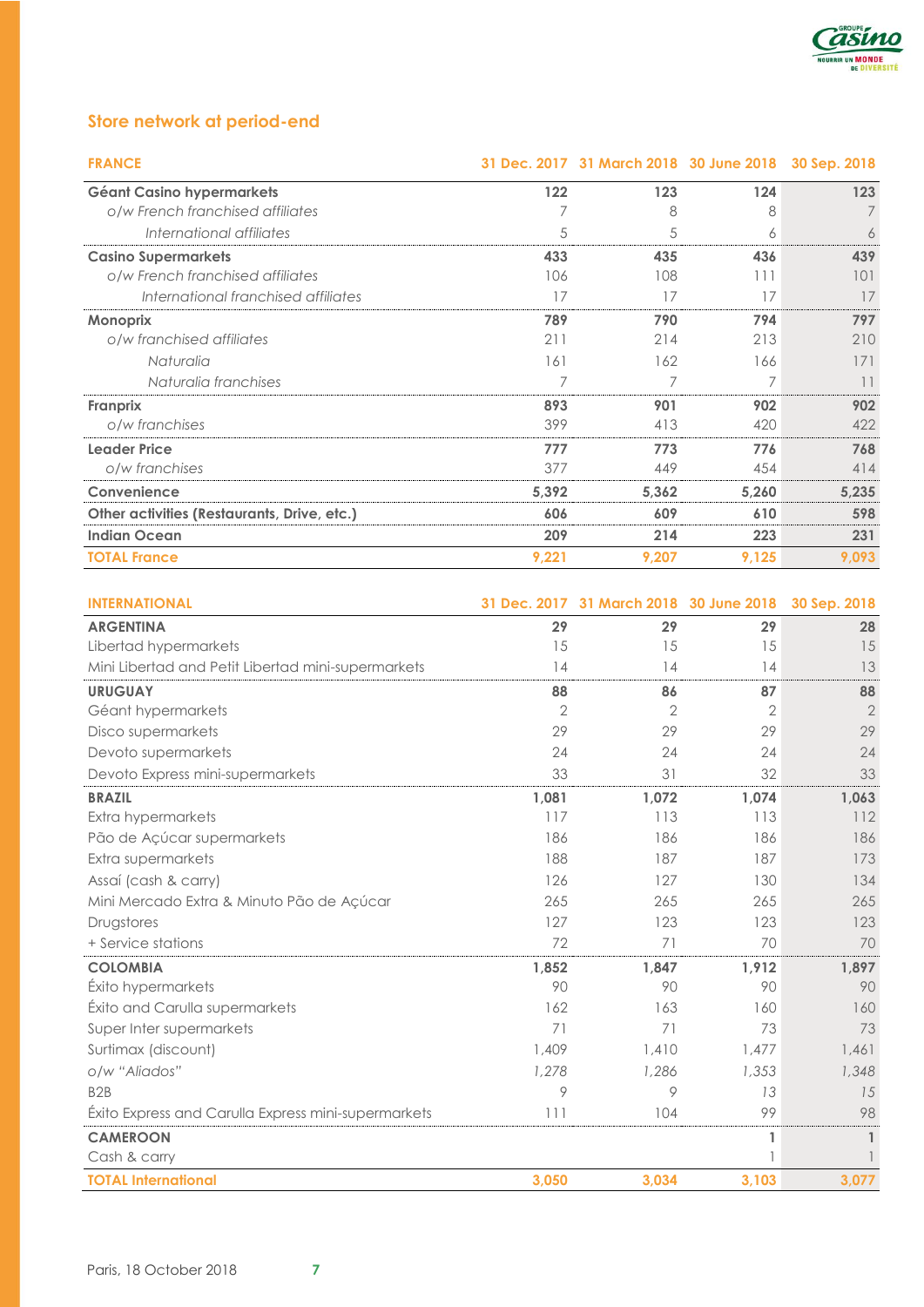## Store network at period-end

| FRANCE | 31 Dec. 2017 | 31 March 2018 | 30 June 2018 | 30 Sep. 2018 |
|---|---|---|---|---|
| **Géant Casino hypermarkets** | **122** | **123** | **124** | **123** |
| *o/w French franchised affiliates* | 7 | 8 | 8 | 7 |
| *International affiliates* | 5 | 5 | 6 | 6 |
| **Casino Supermarkets** | **433** | **435** | **436** | **439** |
| *o/w French franchised affiliates* | 106 | 108 | 111 | 101 |
| *International franchised affiliates* | 17 | 17 | 17 | 17 |
| **Monoprix** | **789** | **790** | **794** | **797** |
| *o/w franchised affiliates* | 211 | 214 | 213 | 210 |
| *Naturalia* | 161 | 162 | 166 | 171 |
| *Naturalia franchises* | 7 | 7 | 7 | 11 |
| **Franprix** | **893** | **901** | **902** | **902** |
| *o/w franchises* | 399 | 413 | 420 | 422 |
| **Leader Price** | **777** | **773** | **776** | **768** |
| *o/w franchises* | 377 | 449 | 454 | 414 |
| **Convenience** | **5,392** | **5,362** | **5,260** | **5,235** |
| **Other activities (Restaurants, Drive, etc.)** | **606** | **609** | **610** | **598** |
| **Indian Ocean** | **209** | **214** | **223** | **231** |
| **TOTAL France** | **9,221** | **9,207** | **9,125** | **9,093** |

| INTERNATIONAL | 31 Dec. 2017 | 31 March 2018 | 30 June 2018 | 30 Sep. 2018 |
|---|---|---|---|---|
| **ARGENTINA** | **29** | **29** | **29** | **28** |
| Libertad hypermarkets | 15 | 15 | 15 | 15 |
| Mini Libertad and Petit Libertad mini-supermarkets | 14 | 14 | 14 | 13 |
| **URUGUAY** | **88** | **86** | **87** | **88** |
| Géant hypermarkets | 2 | 2 | 2 | 2 |
| Disco supermarkets | 29 | 29 | 29 | 29 |
| Devoto supermarkets | 24 | 24 | 24 | 24 |
| Devoto Express mini-supermarkets | 33 | 31 | 32 | 33 |
| **BRAZIL** | **1,081** | **1,072** | **1,074** | **1,063** |
| Extra hypermarkets | 117 | 113 | 113 | 112 |
| Pão de Açúcar supermarkets | 186 | 186 | 186 | 186 |
| Extra supermarkets | 188 | 187 | 187 | 173 |
| Assaí (cash & carry) | 126 | 127 | 130 | 134 |
| Mini Mercado Extra & Minuto Pão de Açúcar | 265 | 265 | 265 | 265 |
| Drugstores | 127 | 123 | 123 | 123 |
| + Service stations | 72 | 71 | 70 | 70 |
| **COLOMBIA** | **1,852** | **1,847** | **1,912** | **1,897** |
| Éxito hypermarkets | 90 | 90 | 90 | 90 |
| Éxito and Carulla supermarkets | 162 | 163 | 160 | 160 |
| Super Inter supermarkets | 71 | 71 | 73 | 73 |
| Surtimax (discount) | 1,409 | 1,410 | 1,477 | 1,461 |
| o/w *"Aliados"* | *1,278* | *1,286* | *1,353* | *1,348* |
| B2B | 9 | 9 | *13* | *15* |
| Éxito Express and Carulla Express mini-supermarkets | 111 | 104 | 99 | 98 |
| **CAMEROON** | | | **1** | **1** |
| Cash & carry | | | 1 | 1 |
| **TOTAL International** | **3,050** | **3,034** | **3,103** | **3,077** |

Paris, 18 October 2018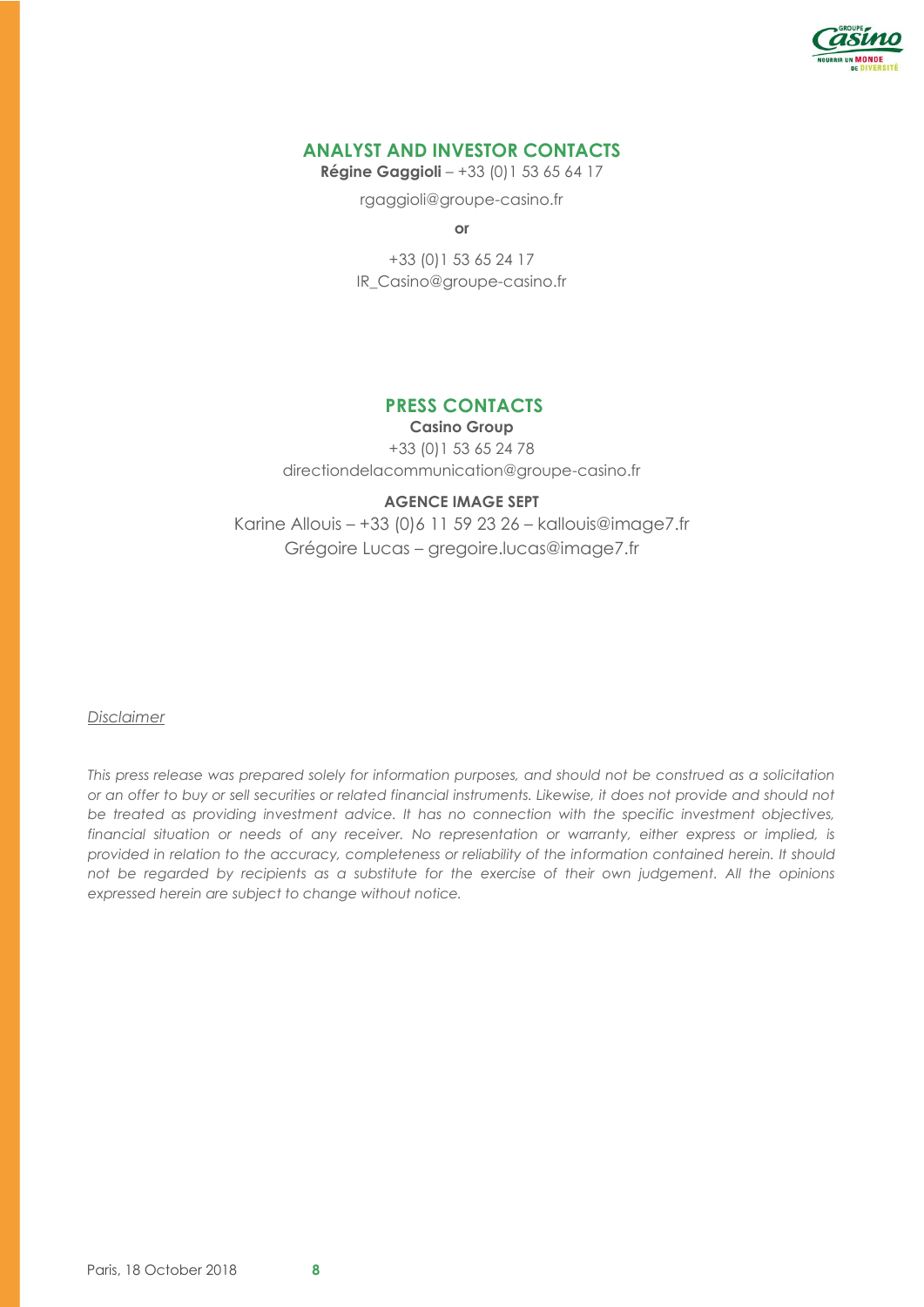## ANALYST AND INVESTOR CONTACTS

**Régine Gaggioli** – +33 (0)1 53 65 64 17

rgaggioli@groupe-casino.fr

**or**

+33 (0)1 53 65 24 17

IR_Casino@groupe-casino.fr

## PRESS CONTACTS

**Casino Group**

+33 (0)1 53 65 24 78

directiondelacommunication@groupe-casino.fr

**AGENCE IMAGE SEPT**

Karine Allouis – +33 (0)6 11 59 23 26 – kallouis@image7.fr

Grégoire Lucas – gregoire.lucas@image7.fr

*Disclaimer*

*This press release was prepared solely for information purposes, and should not be construed as a solicitation or an offer to buy or sell securities or related financial instruments. Likewise, it does not provide and should not be treated as providing investment advice. It has no connection with the specific investment objectives, financial situation or needs of any receiver. No representation or warranty, either express or implied, is provided in relation to the accuracy, completeness or reliability of the information contained herein. It should not be regarded by recipients as a substitute for the exercise of their own judgement. All the opinions expressed herein are subject to change without notice.*